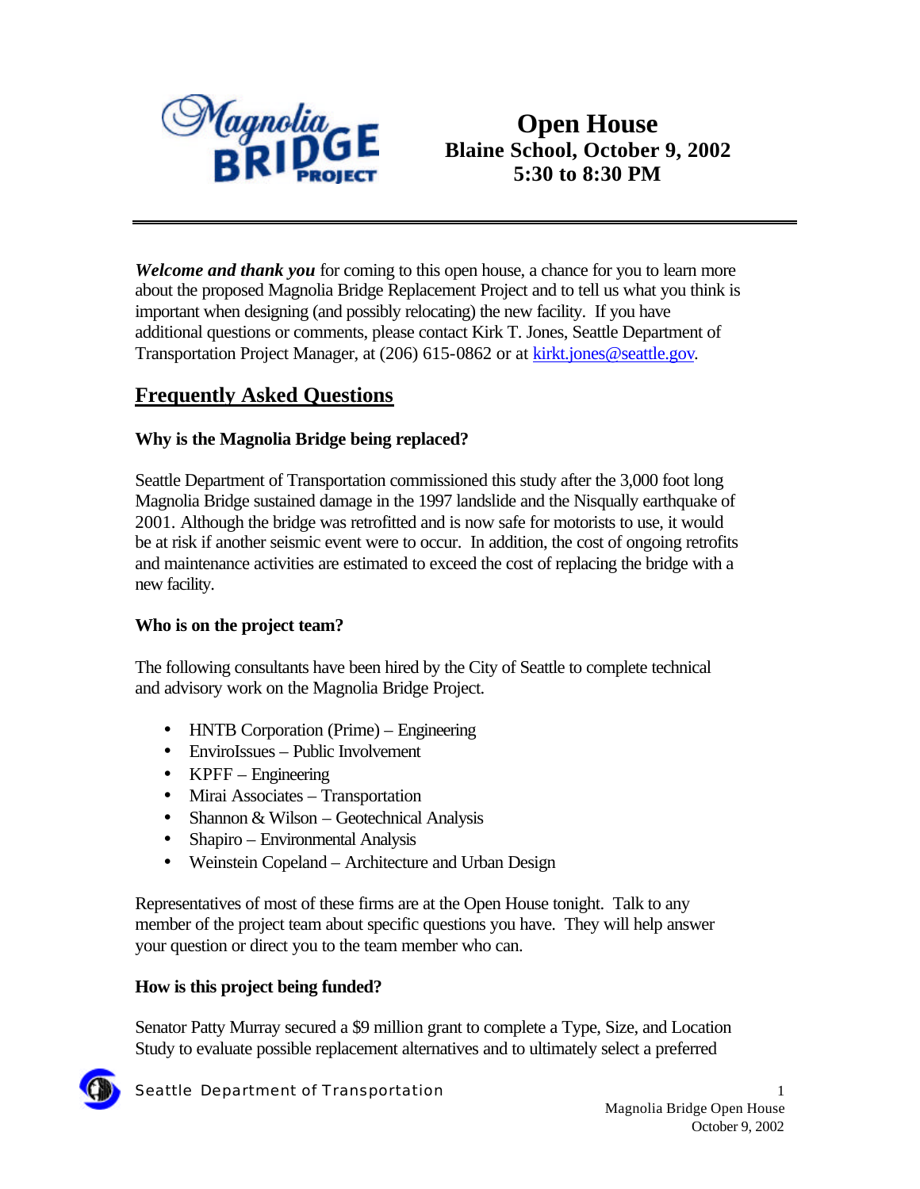# Open House

**Blaine School, October 9, 2002**
**5:30 to 8:30 PM**

***Welcome and thank you*** for coming to this open house, a chance for you to learn more about the proposed Magnolia Bridge Replacement Project and to tell us what you think is important when designing (and possibly relocating) the new facility. If you have additional questions or comments, please contact Kirk T. Jones, Seattle Department of Transportation Project Manager, at (206) 615-0862 or at kirkt.jones@seattle.gov.

## Frequently Asked Questions

### Why is the Magnolia Bridge being replaced?

Seattle Department of Transportation commissioned this study after the 3,000 foot long Magnolia Bridge sustained damage in the 1997 landslide and the Nisqually earthquake of 2001. Although the bridge was retrofitted and is now safe for motorists to use, it would be at risk if another seismic event were to occur. In addition, the cost of ongoing retrofits and maintenance activities are estimated to exceed the cost of replacing the bridge with a new facility.

### Who is on the project team?

The following consultants have been hired by the City of Seattle to complete technical and advisory work on the Magnolia Bridge Project.

- HNTB Corporation (Prime) – Engineering
- EnviroIssues – Public Involvement
- KPFF – Engineering
- Mirai Associates – Transportation
- Shannon & Wilson – Geotechnical Analysis
- Shapiro – Environmental Analysis
- Weinstein Copeland – Architecture and Urban Design

Representatives of most of these firms are at the Open House tonight. Talk to any member of the project team about specific questions you have. They will help answer your question or direct you to the team member who can.

### How is this project being funded?

Senator Patty Murray secured a $9 million grant to complete a Type, Size, and Location Study to evaluate possible replacement alternatives and to ultimately select a preferred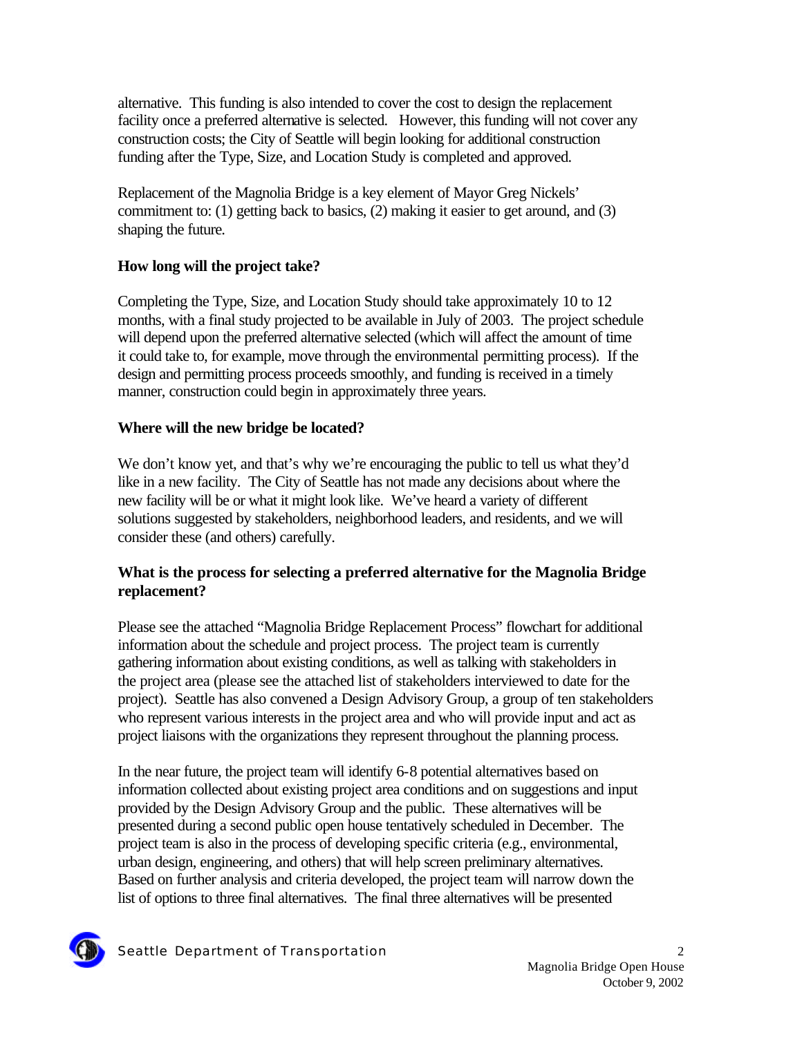alternative. This funding is also intended to cover the cost to design the replacement facility once a preferred alternative is selected. However, this funding will not cover any construction costs; the City of Seattle will begin looking for additional construction funding after the Type, Size, and Location Study is completed and approved.

Replacement of the Magnolia Bridge is a key element of Mayor Greg Nickels' commitment to: (1) getting back to basics, (2) making it easier to get around, and (3) shaping the future.

**How long will the project take?**

Completing the Type, Size, and Location Study should take approximately 10 to 12 months, with a final study projected to be available in July of 2003. The project schedule will depend upon the preferred alternative selected (which will affect the amount of time it could take to, for example, move through the environmental permitting process). If the design and permitting process proceeds smoothly, and funding is received in a timely manner, construction could begin in approximately three years.

**Where will the new bridge be located?**

We don't know yet, and that's why we're encouraging the public to tell us what they'd like in a new facility. The City of Seattle has not made any decisions about where the new facility will be or what it might look like. We've heard a variety of different solutions suggested by stakeholders, neighborhood leaders, and residents, and we will consider these (and others) carefully.

**What is the process for selecting a preferred alternative for the Magnolia Bridge replacement?**

Please see the attached "Magnolia Bridge Replacement Process" flowchart for additional information about the schedule and project process. The project team is currently gathering information about existing conditions, as well as talking with stakeholders in the project area (please see the attached list of stakeholders interviewed to date for the project). Seattle has also convened a Design Advisory Group, a group of ten stakeholders who represent various interests in the project area and who will provide input and act as project liaisons with the organizations they represent throughout the planning process.

In the near future, the project team will identify 6-8 potential alternatives based on information collected about existing project area conditions and on suggestions and input provided by the Design Advisory Group and the public. These alternatives will be presented during a second public open house tentatively scheduled in December. The project team is also in the process of developing specific criteria (e.g., environmental, urban design, engineering, and others) that will help screen preliminary alternatives. Based on further analysis and criteria developed, the project team will narrow down the list of options to three final alternatives. The final three alternatives will be presented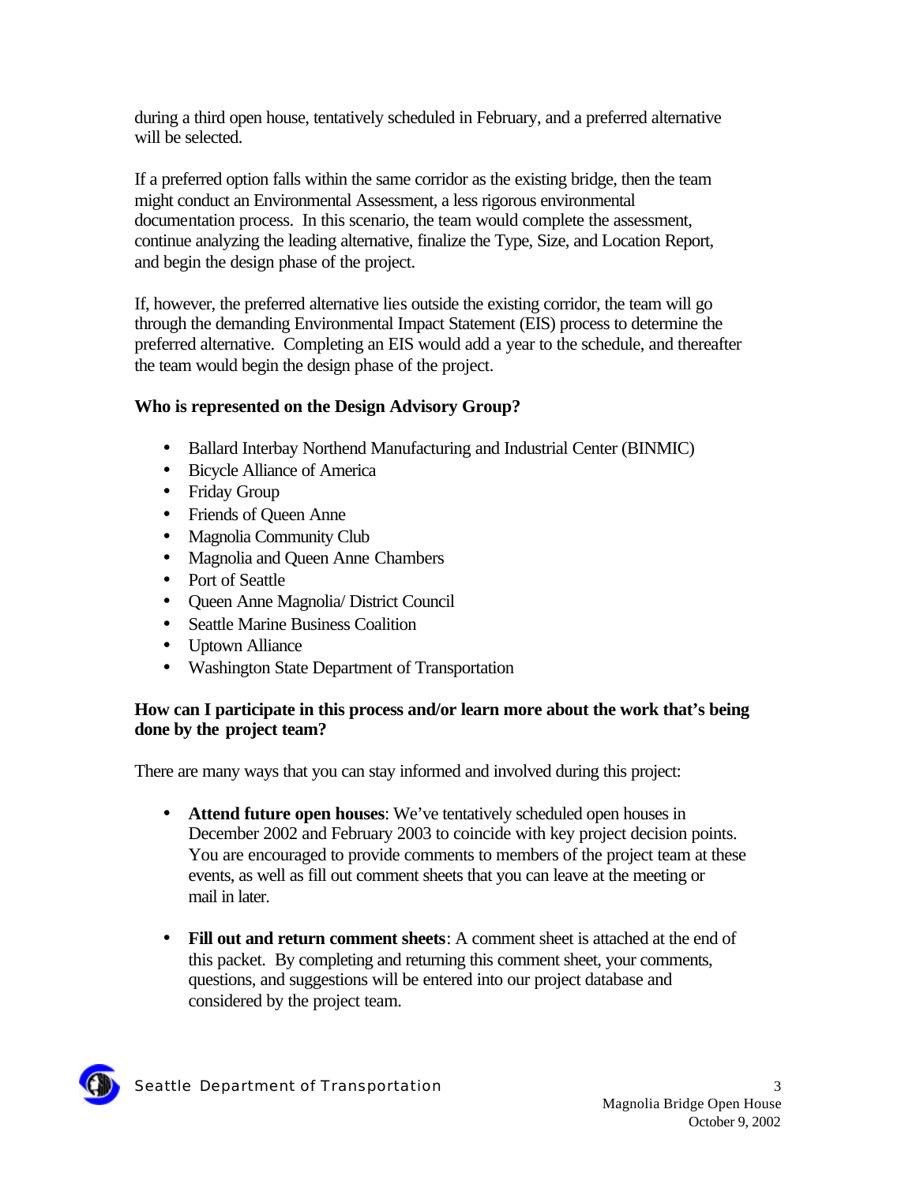during a third open house, tentatively scheduled in February, and a preferred alternative will be selected.

If a preferred option falls within the same corridor as the existing bridge, then the team might conduct an Environmental Assessment, a less rigorous environmental documentation process. In this scenario, the team would complete the assessment, continue analyzing the leading alternative, finalize the Type, Size, and Location Report, and begin the design phase of the project.

If, however, the preferred alternative lies outside the existing corridor, the team will go through the demanding Environmental Impact Statement (EIS) process to determine the preferred alternative. Completing an EIS would add a year to the schedule, and thereafter the team would begin the design phase of the project.

**Who is represented on the Design Advisory Group?**

- Ballard Interbay Northend Manufacturing and Industrial Center (BINMIC)
- Bicycle Alliance of America
- Friday Group
- Friends of Queen Anne
- Magnolia Community Club
- Magnolia and Queen Anne Chambers
- Port of Seattle
- Queen Anne Magnolia/ District Council
- Seattle Marine Business Coalition
- Uptown Alliance
- Washington State Department of Transportation

**How can I participate in this process and/or learn more about the work that's being done by the project team?**

There are many ways that you can stay informed and involved during this project:

- **Attend future open houses**: We've tentatively scheduled open houses in December 2002 and February 2003 to coincide with key project decision points. You are encouraged to provide comments to members of the project team at these events, as well as fill out comment sheets that you can leave at the meeting or mail in later.

- **Fill out and return comment sheets**: A comment sheet is attached at the end of this packet. By completing and returning this comment sheet, your comments, questions, and suggestions will be entered into our project database and considered by the project team.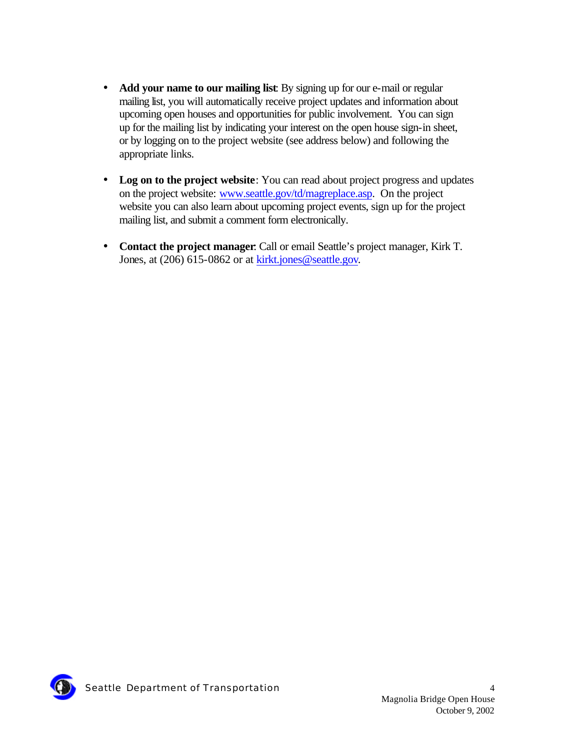- **Add your name to our mailing list**: By signing up for our e-mail or regular mailing list, you will automatically receive project updates and information about upcoming open houses and opportunities for public involvement. You can sign up for the mailing list by indicating your interest on the open house sign-in sheet, or by logging on to the project website (see address below) and following the appropriate links.

- **Log on to the project website**: You can read about project progress and updates on the project website: www.seattle.gov/td/magreplace.asp. On the project website you can also learn about upcoming project events, sign up for the project mailing list, and submit a comment form electronically.

- **Contact the project manager**: Call or email Seattle's project manager, Kirk T. Jones, at (206) 615-0862 or at kirkt.jones@seattle.gov.